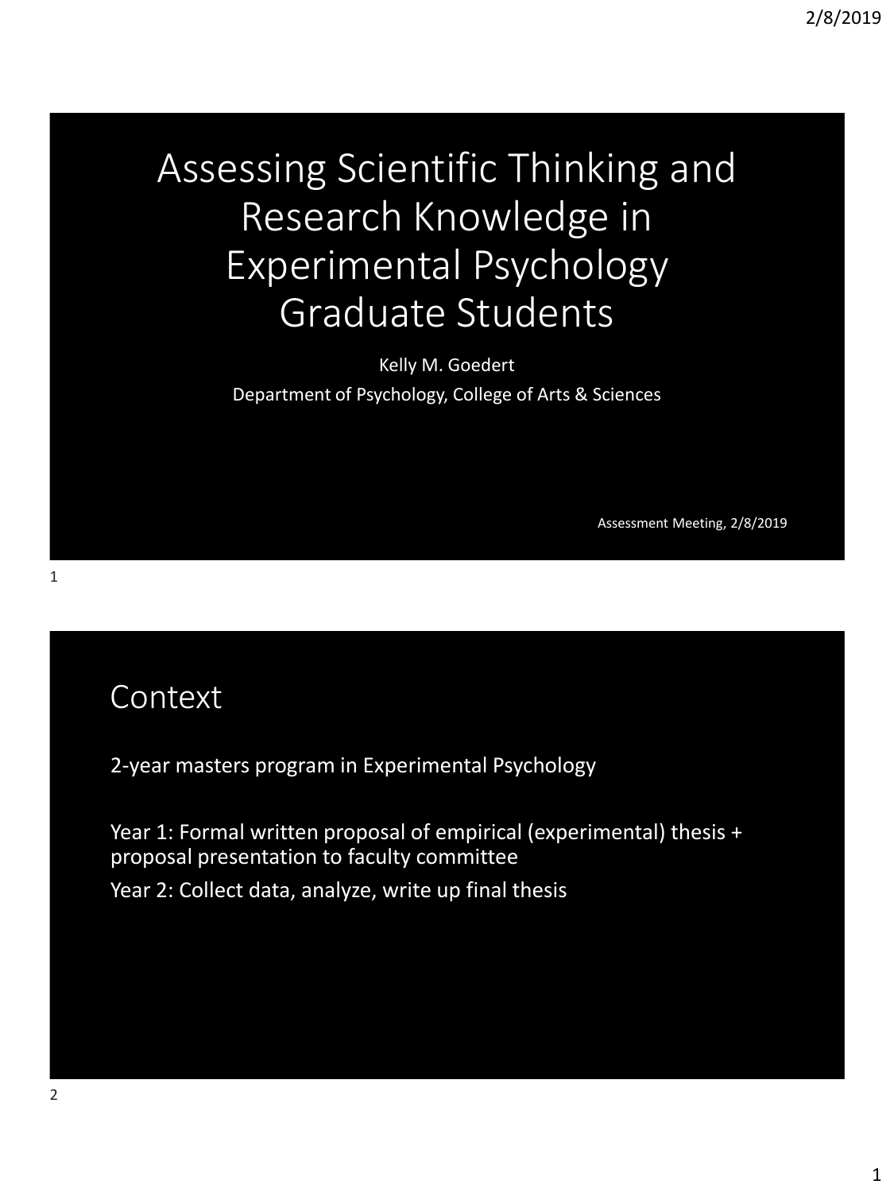# Assessing Scientific Thinking and Research Knowledge in Experimental Psychology Graduate Students

Kelly M. Goedert

Department of Psychology, College of Arts & Sciences

Assessment Meeting, 2/8/2019

## Context

2-year masters program in Experimental Psychology

Year 1: Formal written proposal of empirical (experimental) thesis + proposal presentation to faculty committee

Year 2: Collect data, analyze, write up final thesis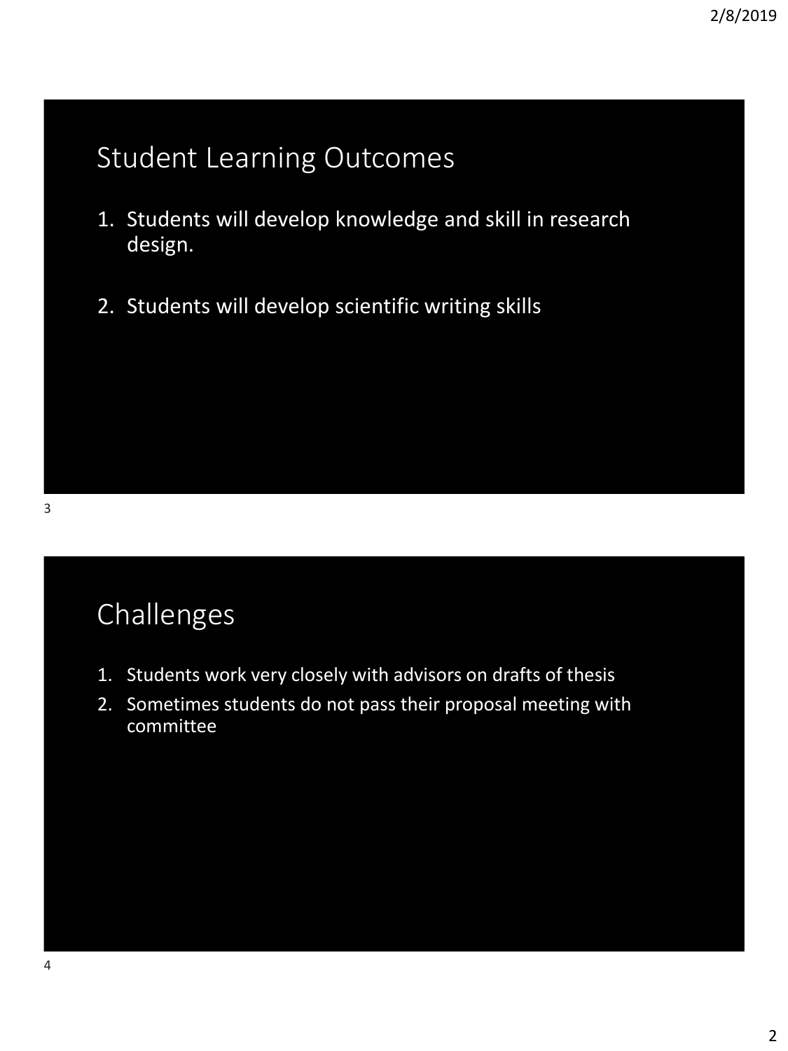## Student Learning Outcomes

1. Students will develop knowledge and skill in research design.

2. Students will develop scientific writing skills

## Challenges

1. Students work very closely with advisors on drafts of thesis
2. Sometimes students do not pass their proposal meeting with committee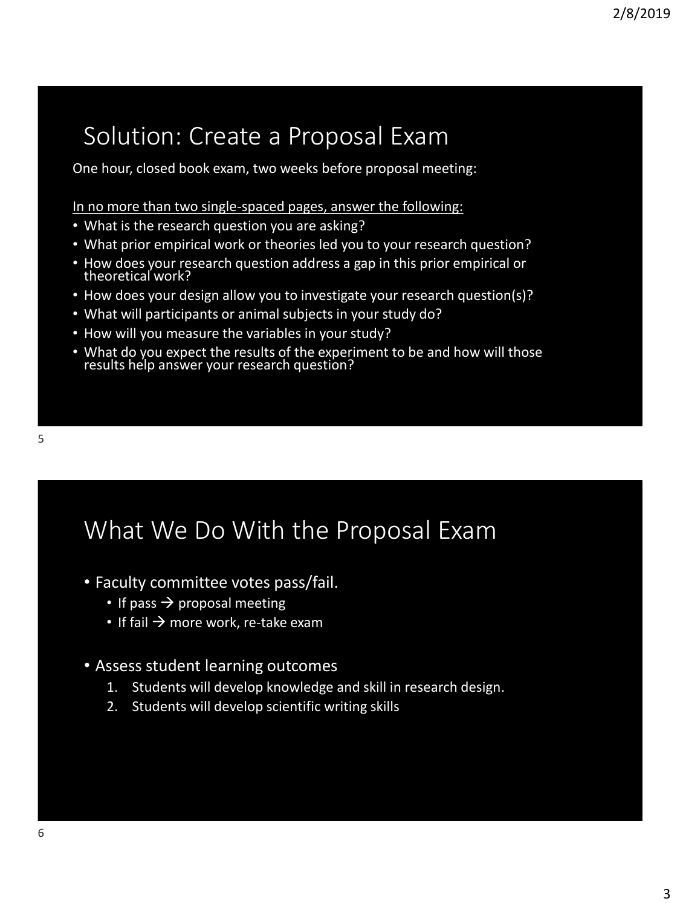## Solution: Create a Proposal Exam

One hour, closed book exam, two weeks before proposal meeting:

<u>In no more than two single-spaced pages, answer the following:</u>

- What is the research question you are asking?
- What prior empirical work or theories led you to your research question?
- How does your research question address a gap in this prior empirical or theoretical work?
- How does your design allow you to investigate your research question(s)?
- What will participants or animal subjects in your study do?
- How will you measure the variables in your study?
- What do you expect the results of the experiment to be and how will those results help answer your research question?

## What We Do With the Proposal Exam

- Faculty committee votes pass/fail.
  - If pass → proposal meeting
  - If fail → more work, re-take exam
- Assess student learning outcomes
  1. Students will develop knowledge and skill in research design.
  2. Students will develop scientific writing skills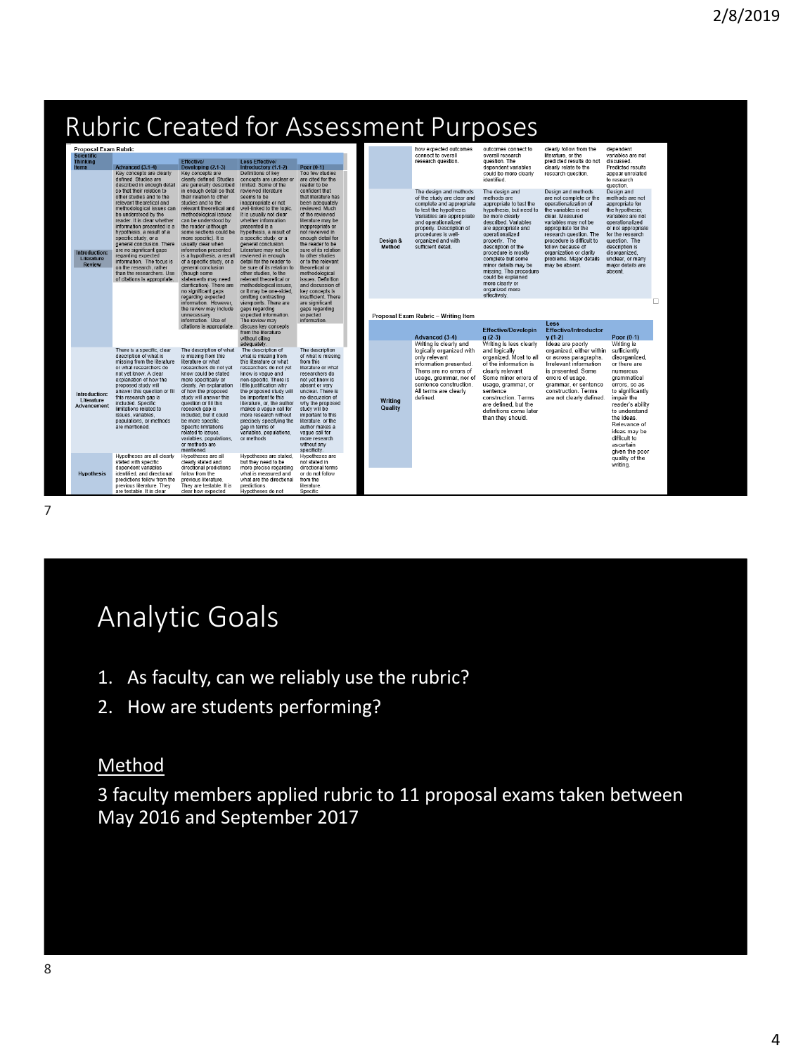# Rubric Created for Assessment Purposes

**Proposal Exam Rubric**

| Scientific Thinking Items | Advanced (3.1-4) | Effective/ Developing (2.1-3) | Less Effective/ Introductory (1.1-2) | Poor (0-1) |
|---|---|---|---|---|
| Introduction: Literature Review | Key concepts are clearly defined. Studies are described in enough detail so that their relation to other studies and to the relevant theoretical and methodological issues can be understood by the reader. It is clear whether information presented is a hypothesis, a result of a specific study, or a general conclusion. There are no significant gaps regarding expected information. The focus is on the research, rather than the researchers. Use of citations is appropriate. | Key concepts are clearly defined. Studies are generally described in enough detail so that their relation to other studies and to the relevant theoretical and methodological issues can be understood by the reader (although some sections could be more specific). It is usually clear when information presented is a hypothesis, a result of a specific study, or a general conclusion (though some statements may need clarification). There are no significant gaps regarding expected information. However, the review may include unnecessary information. Use of citations is appropriate. | Definitions of key concepts are unclear or limited. Some of the reviewed literature seems to be inappropriate or not well-linked to the topic. It is usually not clear whether information presented is a hypothesis, a result of a specific study, or a general conclusion. Literature may not be reviewed in enough detail for the reader to be sure of its relation to other studies, to the relevant theoretical or methodological issues. There are no discussion of key concepts, or it may be one-sided, omitting contrasting viewpoints. There are gaps regarding expected information. The review may discuss key concepts from the literature without citing adequately. | Too few studies are cited for the reader to be confident that literature has been adequately reviewed. Much of the reviewed literature may be inappropriate or not reviewed in enough detail for the reader to be sure of its relation to other studies or to the relevant theoretical or methodological issues. Definition and discussion of key concepts is insufficient. There are significant gaps regarding expected information. |
| Introduction: Literature Advancement | There is a specific, clear description of what is missing from the literature or what researchers do not yet know. A clear explanation of how the proposed study will answer this question or fill this research gap is included. Specific limitations related to issues, variables, populations, or methods are mentioned. | The description of what is missing from this literature or what researchers do not yet know could be stated more specifically or clearly. An explanation of how the proposed study will answer this study will answer this research gap is included, but it could be more specific. Specific limitations related to issues, variables, populations, or methods are mentioned. | The description of what is missing from this literature or what researchers do not yet know is vague and non-specific. There is little justification why the proposed study will be important to this literature, or, the author makes a vague call for more research without precisely specifying the gap in terms of variables, populations, or methods | The description of what is missing from this literature or what researchers do not yet know is absent or very unclear. There is no discussion of why the proposed study will be important to this literature, or the author makes a vague call for more research without any specificity. |
| Hypothesis | Hypotheses are all clearly stated with specific dependent variables identified, and directional predictions follow from the previous literature. They are testable. It is clear how expected outcomes connect to overall research question. | Hypotheses are all clearly stated and directional predictions follow from the previous literature. They are testable. It is clear how expected outcomes connect to overall research question. The dependent variables could be more clearly identified. | Hypotheses are stated, but they need to be more precise regarding what is measured and what are the directional predictions. Hypotheses do not clearly follow from the literature, or the predicted results do not clearly relate to the research question. | Hypotheses are not stated in directional terms or do not follow from the literature. Specific dependent variables are not discussed. Predicted results appear unrelated to research question. |
| Design & Method | The design and methods of the study are clear and complete and appropriate to test the hypothesis. Variables are appropriate and operationalized properly. Description of procedures is well-organized and with sufficient detail. | The design and methods are appropriate to test the hypothesis, but need to be more clearly described. Variables are appropriate and operationalized properly. The description of the procedure is mostly complete but some minor details may be missing. The procedure could be explained more clearly or organized more effectively. | Design and methods are not complete or the operationalization of the variables is not clear. Measured variables may not be appropriate for the research question. The procedure is difficult to follow because of organization or clarity problems. Major details may be absent. | Design and methods are not appropriate for the hypothesis; variables are not operationalized or not appropriate for the research question. The description is disorganized, unclear, or many major details are absent. |

**Proposal Exam Rubric – Writing Item**

| | Advanced (3-4) | Effective/Developing (2-3) | Less Effective/Introductory (1-2) | Poor (0-1) |
|---|---|---|---|---|
| Writing Quality | Writing is clearly and logically organized with only relevant information presented. There are no errors of usage, grammar, nor of sentence construction. All terms are clearly defined. | Writing is less clearly and logically organized. Most to all of the information is clearly relevant. Some minor errors of usage, grammar, or sentence construction. Terms are defined, but the definitions come later than they should. | Ideas are poorly organized, either within or across paragraphs. Irrelevant information is presented. Some errors of usage, grammar, or sentence construction. Terms are not clearly defined. | Writing is sufficiently disorganized, or there are numerous grammatical errors, so as to significantly impair the reader's ability to understand the ideas. Relevance of ideas may be difficult to ascertain given the poor quality of the writing. |

# Analytic Goals

1. As faculty, can we reliably use the rubric?
2. How are students performing?

## Method

3 faculty members applied rubric to 11 proposal exams taken between May 2016 and September 2017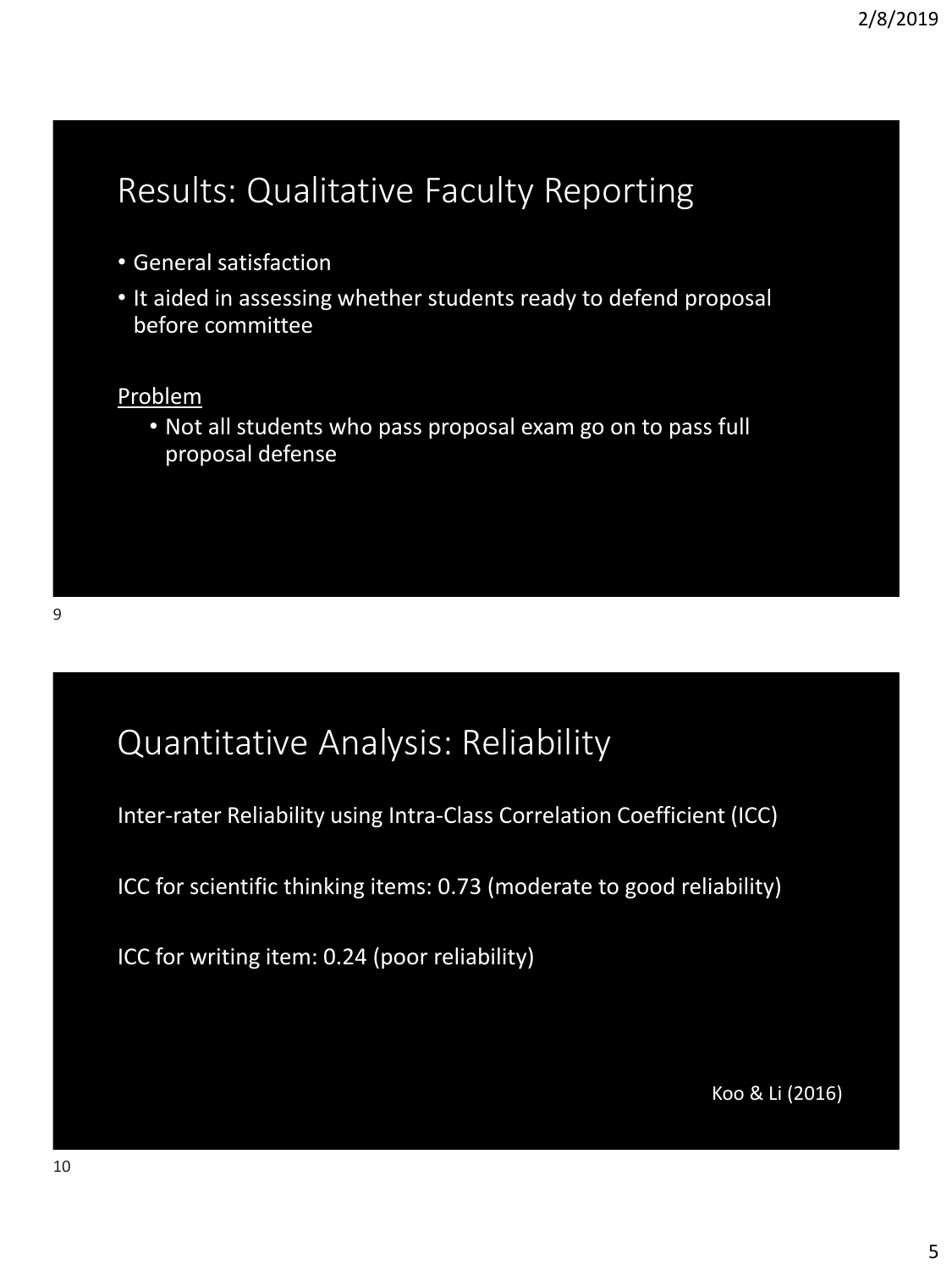## Results: Qualitative Faculty Reporting

- General satisfaction
- It aided in assessing whether students ready to defend proposal before committee

<u>Problem</u>

- Not all students who pass proposal exam go on to pass full proposal defense

## Quantitative Analysis: Reliability

Inter-rater Reliability using Intra-Class Correlation Coefficient (ICC)

ICC for scientific thinking items: 0.73 (moderate to good reliability)

ICC for writing item: 0.24 (poor reliability)

Koo & Li (2016)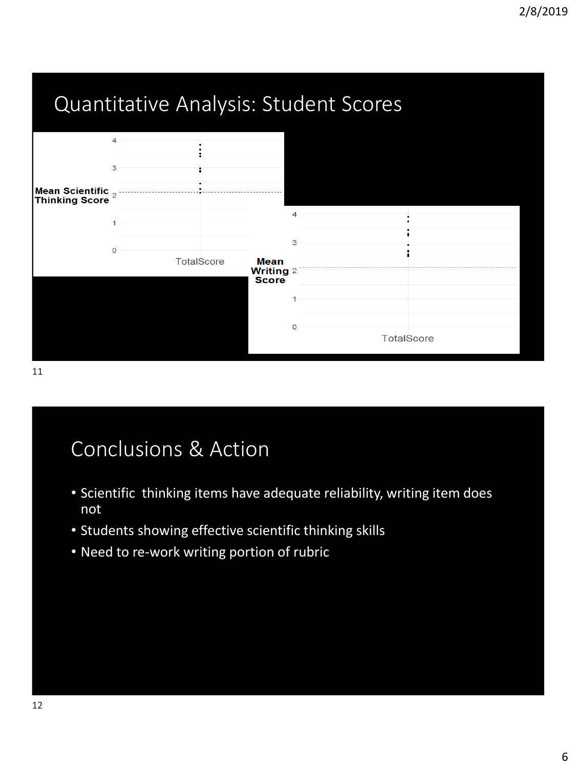## Quantitative Analysis: Student Scores

Mean Scientific Thinking Score

4

3

2

1

0

TotalScore

Mean Writing Score

4

3

2

1

0

TotalScore

## Conclusions & Action

- Scientific thinking items have adequate reliability, writing item does not
- Students showing effective scientific thinking skills
- Need to re-work writing portion of rubric